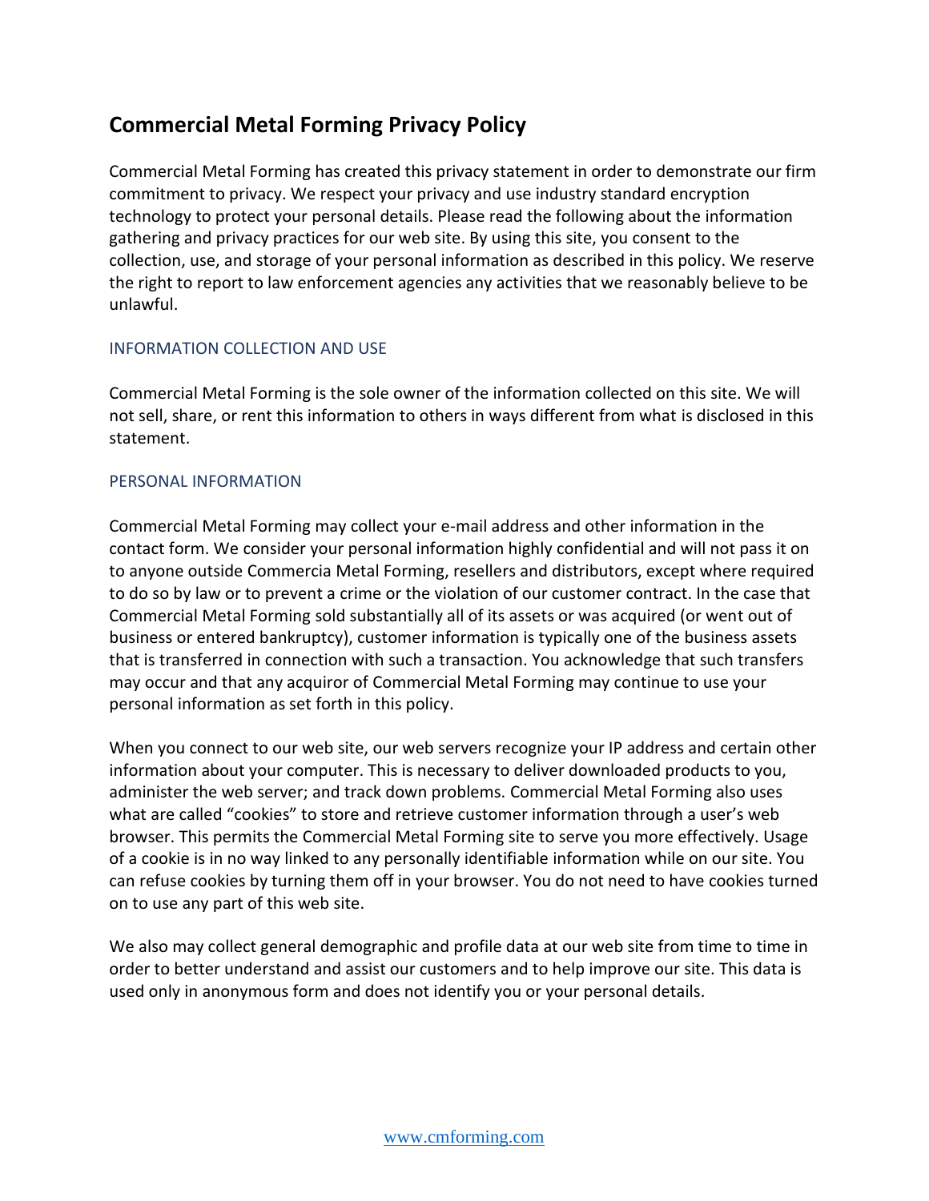# Commercial Metal Forming Privacy Policy

Commercial Metal Forming has created this privacy statement in order to demonstrate our firm commitment to privacy. We respect your privacy and use industry standard encryption technology to protect your personal details. Please read the following about the information gathering and privacy practices for our web site. By using this site, you consent to the collection, use, and storage of your personal information as described in this policy. We reserve the right to report to law enforcement agencies any activities that we reasonably believe to be unlawful.

## INFORMATION COLLECTION AND USE

Commercial Metal Forming is the sole owner of the information collected on this site. We will not sell, share, or rent this information to others in ways different from what is disclosed in this statement.

## PERSONAL INFORMATION

Commercial Metal Forming may collect your e-mail address and other information in the contact form. We consider your personal information highly confidential and will not pass it on to anyone outside Commercia Metal Forming, resellers and distributors, except where required to do so by law or to prevent a crime or the violation of our customer contract. In the case that Commercial Metal Forming sold substantially all of its assets or was acquired (or went out of business or entered bankruptcy), customer information is typically one of the business assets that is transferred in connection with such a transaction. You acknowledge that such transfers may occur and that any acquiror of Commercial Metal Forming may continue to use your personal information as set forth in this policy.

When you connect to our web site, our web servers recognize your IP address and certain other information about your computer. This is necessary to deliver downloaded products to you, administer the web server; and track down problems. Commercial Metal Forming also uses what are called "cookies" to store and retrieve customer information through a user's web browser. This permits the Commercial Metal Forming site to serve you more effectively. Usage of a cookie is in no way linked to any personally identifiable information while on our site. You can refuse cookies by turning them off in your browser. You do not need to have cookies turned on to use any part of this web site.

We also may collect general demographic and profile data at our web site from time to time in order to better understand and assist our customers and to help improve our site. This data is used only in anonymous form and does not identify you or your personal details.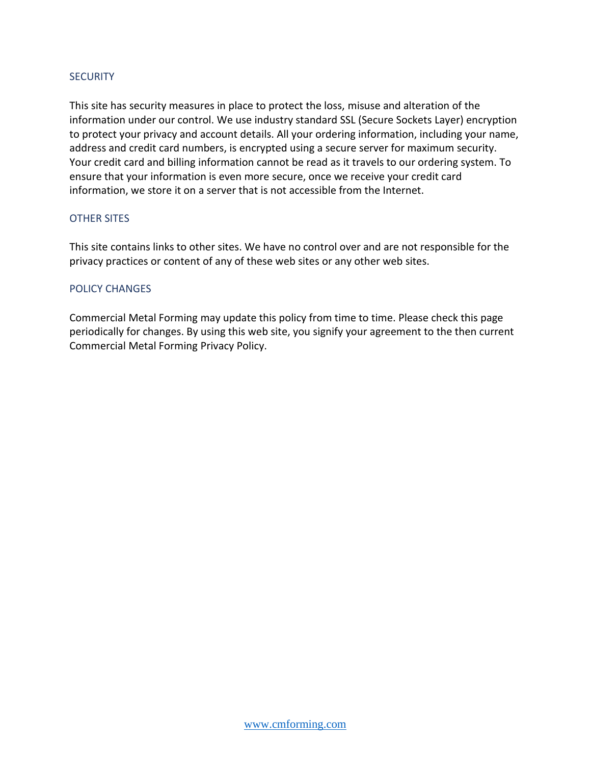## SECURITY

This site has security measures in place to protect the loss, misuse and alteration of the information under our control. We use industry standard SSL (Secure Sockets Layer) encryption to protect your privacy and account details. All your ordering information, including your name, address and credit card numbers, is encrypted using a secure server for maximum security. Your credit card and billing information cannot be read as it travels to our ordering system. To ensure that your information is even more secure, once we receive your credit card information, we store it on a server that is not accessible from the Internet.

## OTHER SITES

This site contains links to other sites. We have no control over and are not responsible for the privacy practices or content of any of these web sites or any other web sites.

## POLICY CHANGES

Commercial Metal Forming may update this policy from time to time. Please check this page periodically for changes. By using this web site, you signify your agreement to the then current Commercial Metal Forming Privacy Policy.

www.cmforming.com